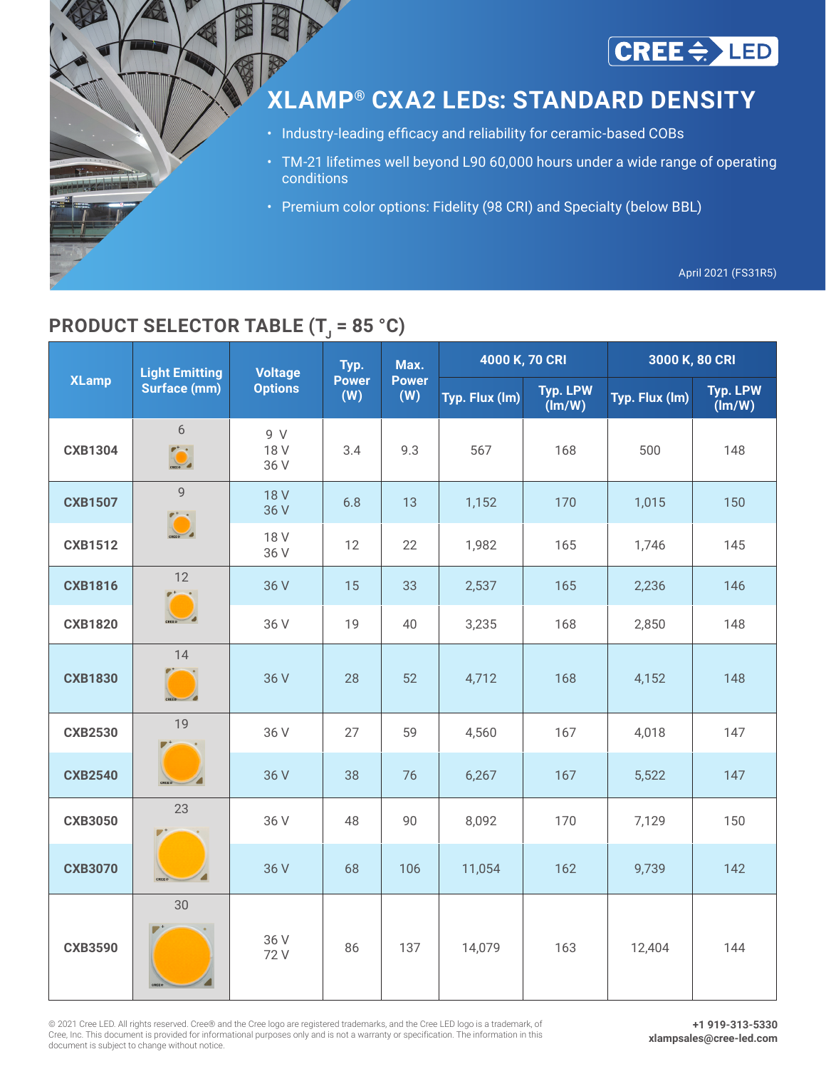CREE LED

# XLAMP® CXA2 LEDs: STANDARD DENSITY

- Industry-leading efficacy and reliability for ceramic-based COBs
- TM-21 lifetimes well beyond L90 60,000 hours under a wide range of operating conditions
- Premium color options: Fidelity (98 CRI) and Specialty (below BBL)

April 2021 (FS31R5)

## PRODUCT SELECTOR TABLE ($T_J$ = 85 °C)

| XLamp | Light Emitting Surface (mm) | Voltage Options | Typ. Power (W) | Max. Power (W) | 4000 K, 70 CRI | | 3000 K, 80 CRI | |
|---|---|---|---|---|---|---|---|---|
| | | | | | Typ. Flux (lm) | Typ. LPW (lm/W) | Typ. Flux (lm) | Typ. LPW (lm/W) |
| CXB1304 | 6 | 9 V<br>18 V<br>36 V | 3.4 | 9.3 | 567 | 168 | 500 | 148 |
| CXB1507 | 9 | 18 V<br>36 V | 6.8 | 13 | 1,152 | 170 | 1,015 | 150 |
| CXB1512 | 9 | 18 V<br>36 V | 12 | 22 | 1,982 | 165 | 1,746 | 145 |
| CXB1816 | 12 | 36 V | 15 | 33 | 2,537 | 165 | 2,236 | 146 |
| CXB1820 | 12 | 36 V | 19 | 40 | 3,235 | 168 | 2,850 | 148 |
| CXB1830 | 14 | 36 V | 28 | 52 | 4,712 | 168 | 4,152 | 148 |
| CXB2530 | 19 | 36 V | 27 | 59 | 4,560 | 167 | 4,018 | 147 |
| CXB2540 | 19 | 36 V | 38 | 76 | 6,267 | 167 | 5,522 | 147 |
| CXB3050 | 23 | 36 V | 48 | 90 | 8,092 | 170 | 7,129 | 150 |
| CXB3070 | 23 | 36 V | 68 | 106 | 11,054 | 162 | 9,739 | 142 |
| CXB3590 | 30 | 36 V<br>72 V | 86 | 137 | 14,079 | 163 | 12,404 | 144 |

© 2021 Cree LED. All rights reserved. Cree® and the Cree logo are registered trademarks, and the Cree LED logo is a trademark, of Cree, Inc. This document is provided for informational purposes only and is not a warranty or specification. The information in this document is subject to change without notice.

**+1 919-313-5330**
**xlampsales@cree-led.com**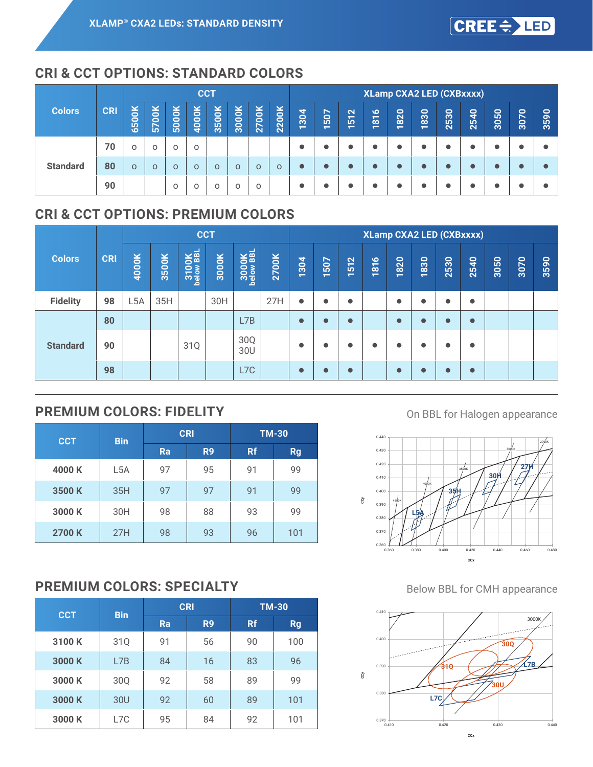## CRI & CCT OPTIONS: STANDARD COLORS

| Colors | CRI | CCT | | | | | | | | XLamp CXA2 LED (CXBxxxx) | | | | | | | | | | |
|---|---|---|---|---|---|---|---|---|---|---|---|---|---|---|---|---|---|---|---|---|
| | | 6500K | 5700K | 5000K | 4000K | 3500K | 3000K | 2700K | 2200K | 1304 | 1507 | 1512 | 1816 | 1820 | 1830 | 2530 | 2540 | 3050 | 3070 | 3590 |
| Standard | 70 | o | o | o | o | | | | | ● | ● | ● | ● | ● | ● | ● | ● | ● | ● | ● |
| | 80 | o | o | o | o | o | o | o | o | ● | ● | ● | ● | ● | ● | ● | ● | ● | ● | ● |
| | 90 | | | o | o | o | o | o | | ● | ● | ● | ● | ● | ● | ● | ● | ● | ● | ● |

## CRI & CCT OPTIONS: PREMIUM COLORS

| Colors | CRI | CCT | | | | | | XLamp CXA2 LED (CXBxxxx) | | | | | | | | | | |
|---|---|---|---|---|---|---|---|---|---|---|---|---|---|---|---|---|---|---|
| | | 4000K | 3500K | 3100K below BBL | 3000K | 3000K below BBL | 2700K | 1304 | 1507 | 1512 | 1816 | 1820 | 1830 | 2530 | 2540 | 3050 | 3070 | 3590 |
| Fidelity | 98 | L5A | 35H | | 30H | | 27H | ● | ● | ● | | ● | ● | ● | ● | | | |
| Standard | 80 | | | | | L7B | | ● | ● | ● | | ● | ● | ● | ● | | | |
| | 90 | | | 31Q | | 30Q 30U | | ● | ● | ● | ● | ● | ● | ● | ● | | | |
| | 98 | | | | | L7C | | ● | ● | ● | | ● | ● | ● | ● | | | |

## PREMIUM COLORS: FIDELITY

| CCT | Bin | CRI | | TM-30 | |
|---|---|---|---|---|---|
| | | Ra | R9 | Rf | Rg |
| 4000 K | L5A | 97 | 95 | 91 | 99 |
| 3500 K | 35H | 97 | 97 | 91 | 99 |
| 3000 K | 30H | 98 | 88 | 93 | 99 |
| 2700 K | 27H | 98 | 93 | 96 | 101 |

On BBL for Halogen appearance

0.440
0.430
0.420
0.410
0.400
0.390
0.380
0.370
0.360
ccy
0.360
0.380
0.400
0.420
0.440
0.460
0.480
ccx
2700K
3000K
3500K
4000K
4500K
27H
30H
35H
L5A

## PREMIUM COLORS: SPECIALTY

| CCT | Bin | CRI | | TM-30 | |
|---|---|---|---|---|---|
| | | Ra | R9 | Rf | Rg |
| 3100 K | 31Q | 91 | 56 | 90 | 100 |
| 3000 K | L7B | 84 | 16 | 83 | 96 |
| 3000 K | 30Q | 92 | 58 | 89 | 99 |
| 3000 K | 30U | 92 | 60 | 89 | 101 |
| 3000 K | L7C | 95 | 84 | 92 | 101 |

Below BBL for CMH appearance

0.410
0.400
0.390
0.380
0.370
ccy
0.410
0.420
0.430
0.440
ccx
3000K
30Q
31Q
L7B
30U
L7C